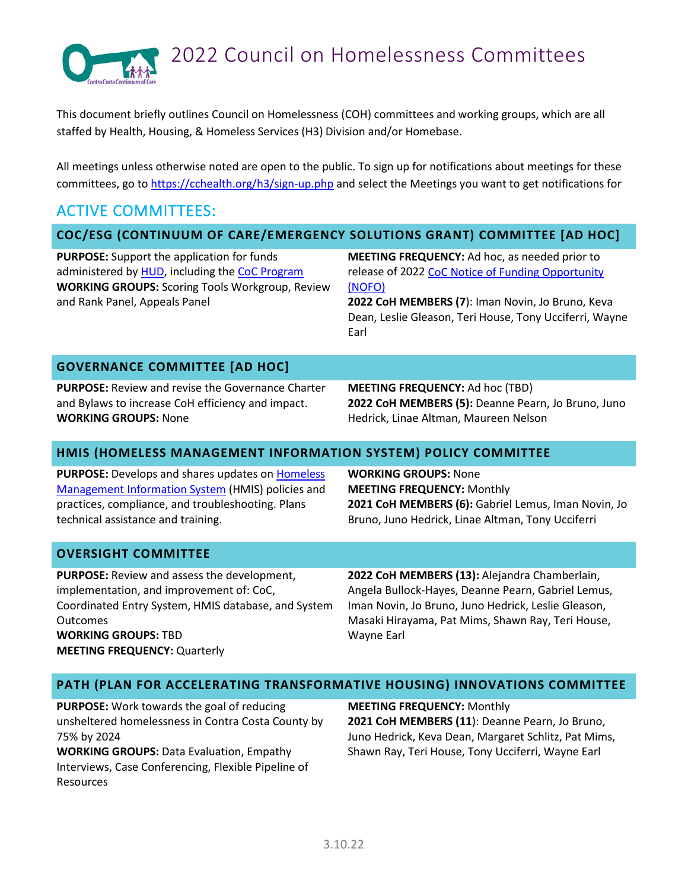# 2022 Council on Homelessness Committees

This document briefly outlines Council on Homelessness (COH) committees and working groups, which are all staffed by Health, Housing, & Homeless Services (H3) Division and/or Homebase.

All meetings unless otherwise noted are open to the public. To sign up for notifications about meetings for these committees, go to https://cchealth.org/h3/sign-up.php and select the Meetings you want to get notifications for

## ACTIVE COMMITTEES:

### COC/ESG (CONTINUUM OF CARE/EMERGENCY SOLUTIONS GRANT) COMMITTEE [AD HOC]

**PURPOSE:** Support the application for funds administered by HUD, including the CoC Program

**WORKING GROUPS:** Scoring Tools Workgroup, Review and Rank Panel, Appeals Panel

**MEETING FREQUENCY:** Ad hoc, as needed prior to release of 2022 CoC Notice of Funding Opportunity (NOFO)

**2022 CoH MEMBERS (7)**: Iman Novin, Jo Bruno, Keva Dean, Leslie Gleason, Teri House, Tony Ucciferri, Wayne Earl

### GOVERNANCE COMMITTEE [AD HOC]

**PURPOSE:** Review and revise the Governance Charter and Bylaws to increase CoH efficiency and impact.

**WORKING GROUPS:** None

**MEETING FREQUENCY:** Ad hoc (TBD)

**2022 CoH MEMBERS (5):** Deanne Pearn, Jo Bruno, Juno Hedrick, Linae Altman, Maureen Nelson

### HMIS (HOMELESS MANAGEMENT INFORMATION SYSTEM) POLICY COMMITTEE

**PURPOSE:** Develops and shares updates on Homeless Management Information System (HMIS) policies and practices, compliance, and troubleshooting. Plans technical assistance and training.

**WORKING GROUPS:** None

**MEETING FREQUENCY:** Monthly

**2021 CoH MEMBERS (6):** Gabriel Lemus, Iman Novin, Jo Bruno, Juno Hedrick, Linae Altman, Tony Ucciferri

### OVERSIGHT COMMITTEE

**PURPOSE:** Review and assess the development, implementation, and improvement of: CoC, Coordinated Entry System, HMIS database, and System Outcomes

**WORKING GROUPS:** TBD

**MEETING FREQUENCY:** Quarterly

**2022 CoH MEMBERS (13):** Alejandra Chamberlain, Angela Bullock-Hayes, Deanne Pearn, Gabriel Lemus, Iman Novin, Jo Bruno, Juno Hedrick, Leslie Gleason, Masaki Hirayama, Pat Mims, Shawn Ray, Teri House, Wayne Earl

### PATH (PLAN FOR ACCELERATING TRANSFORMATIVE HOUSING) INNOVATIONS COMMITTEE

**PURPOSE:** Work towards the goal of reducing unsheltered homelessness in Contra Costa County by 75% by 2024

**WORKING GROUPS:** Data Evaluation, Empathy Interviews, Case Conferencing, Flexible Pipeline of Resources

**MEETING FREQUENCY:** Monthly

**2021 CoH MEMBERS (11)**: Deanne Pearn, Jo Bruno, Juno Hedrick, Keva Dean, Margaret Schlitz, Pat Mims, Shawn Ray, Teri House, Tony Ucciferri, Wayne Earl

3.10.22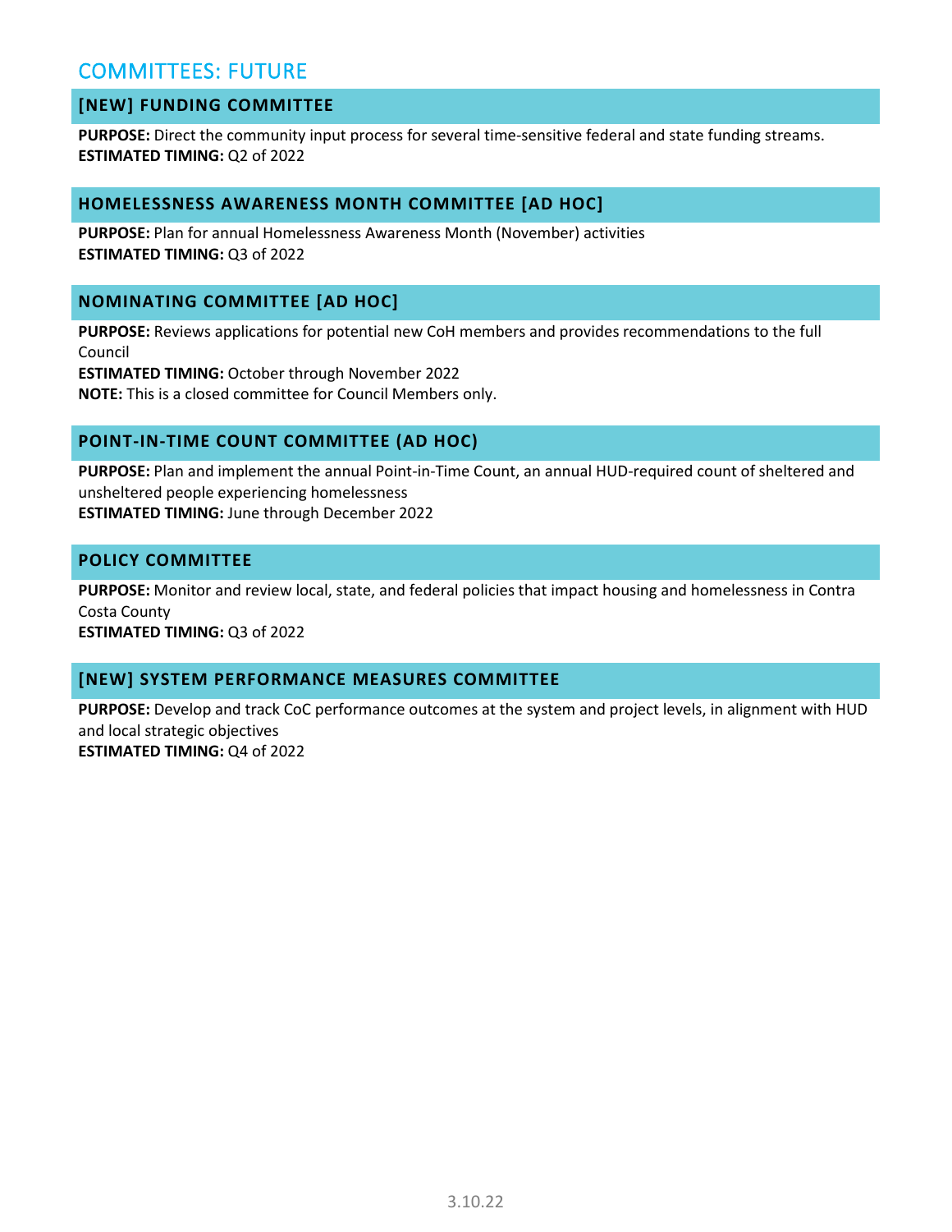# COMMITTEES: FUTURE

## [NEW] FUNDING COMMITTEE

**PURPOSE:** Direct the community input process for several time-sensitive federal and state funding streams.
**ESTIMATED TIMING:** Q2 of 2022

## HOMELESSNESS AWARENESS MONTH COMMITTEE [AD HOC]

**PURPOSE:** Plan for annual Homelessness Awareness Month (November) activities
**ESTIMATED TIMING:** Q3 of 2022

## NOMINATING COMMITTEE [AD HOC]

**PURPOSE:** Reviews applications for potential new CoH members and provides recommendations to the full Council
**ESTIMATED TIMING:** October through November 2022
**NOTE:** This is a closed committee for Council Members only.

## POINT-IN-TIME COUNT COMMITTEE (AD HOC)

**PURPOSE:** Plan and implement the annual Point-in-Time Count, an annual HUD-required count of sheltered and unsheltered people experiencing homelessness
**ESTIMATED TIMING:** June through December 2022

## POLICY COMMITTEE

**PURPOSE:** Monitor and review local, state, and federal policies that impact housing and homelessness in Contra Costa County
**ESTIMATED TIMING:** Q3 of 2022

## [NEW] SYSTEM PERFORMANCE MEASURES COMMITTEE

**PURPOSE:** Develop and track CoC performance outcomes at the system and project levels, in alignment with HUD and local strategic objectives
**ESTIMATED TIMING:** Q4 of 2022